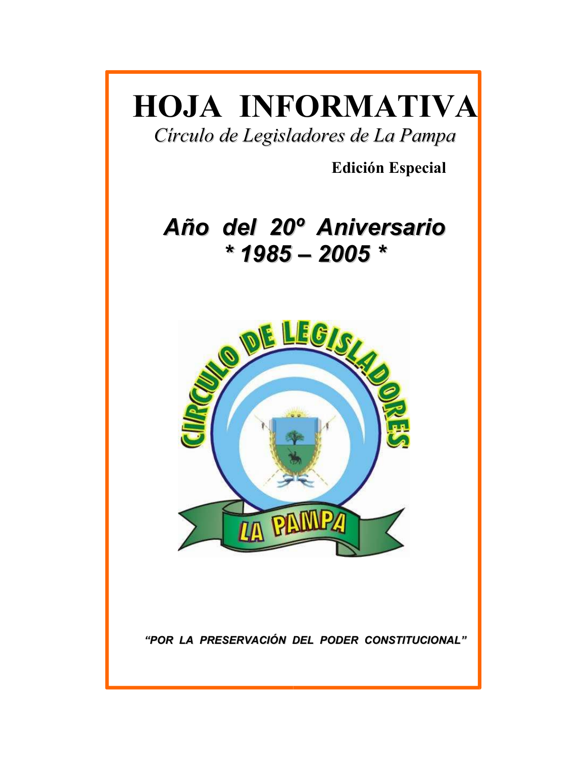# HOJA INFORMATIVA

*Círculo de Legisladores de La Pampa*

**Edición Especial**

## *Año del 20º Aniversario*
## *\* 1985 – 2005 \**

***"POR LA PRESERVACIÓN DEL PODER CONSTITUCIONAL"***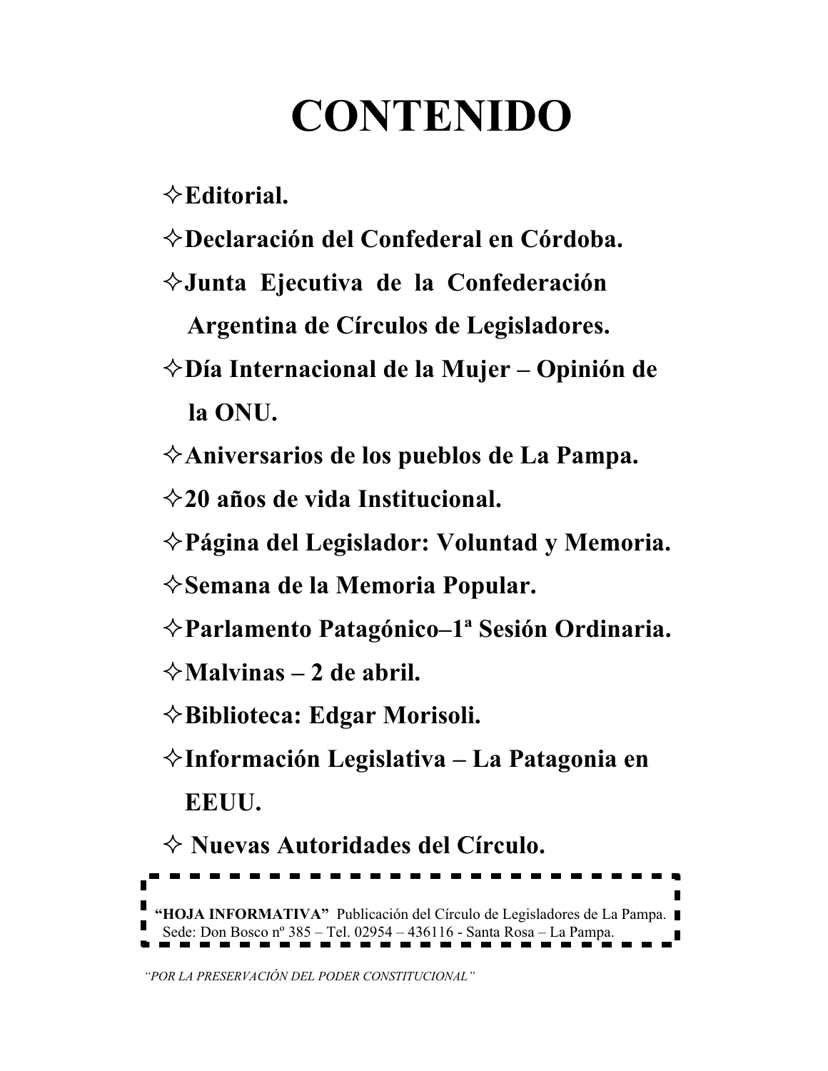# CONTENIDO

- ✧**Editorial.**
- ✧**Declaración del Confederal en Córdoba.**
- ✧**Junta Ejecutiva de la Confederación Argentina de Círculos de Legisladores.**
- ✧**Día Internacional de la Mujer – Opinión de la ONU.**
- ✧**Aniversarios de los pueblos de La Pampa.**
- ✧**20 años de vida Institucional.**
- ✧**Página del Legislador: Voluntad y Memoria.**
- ✧**Semana de la Memoria Popular.**
- ✧**Parlamento Patagónico–1ª Sesión Ordinaria.**
- ✧**Malvinas – 2 de abril.**
- ✧**Biblioteca: Edgar Morisoli.**
- ✧**Información Legislativa – La Patagonia en EEUU.**
- ✧ **Nuevas Autoridades del Círculo.**

**"HOJA INFORMATIVA"** Publicación del Círculo de Legisladores de La Pampa.
Sede: Don Bosco nº 385 – Tel. 02954 – 436116 - Santa Rosa – La Pampa.

*"POR LA PRESERVACIÓN DEL PODER CONSTITUCIONAL"*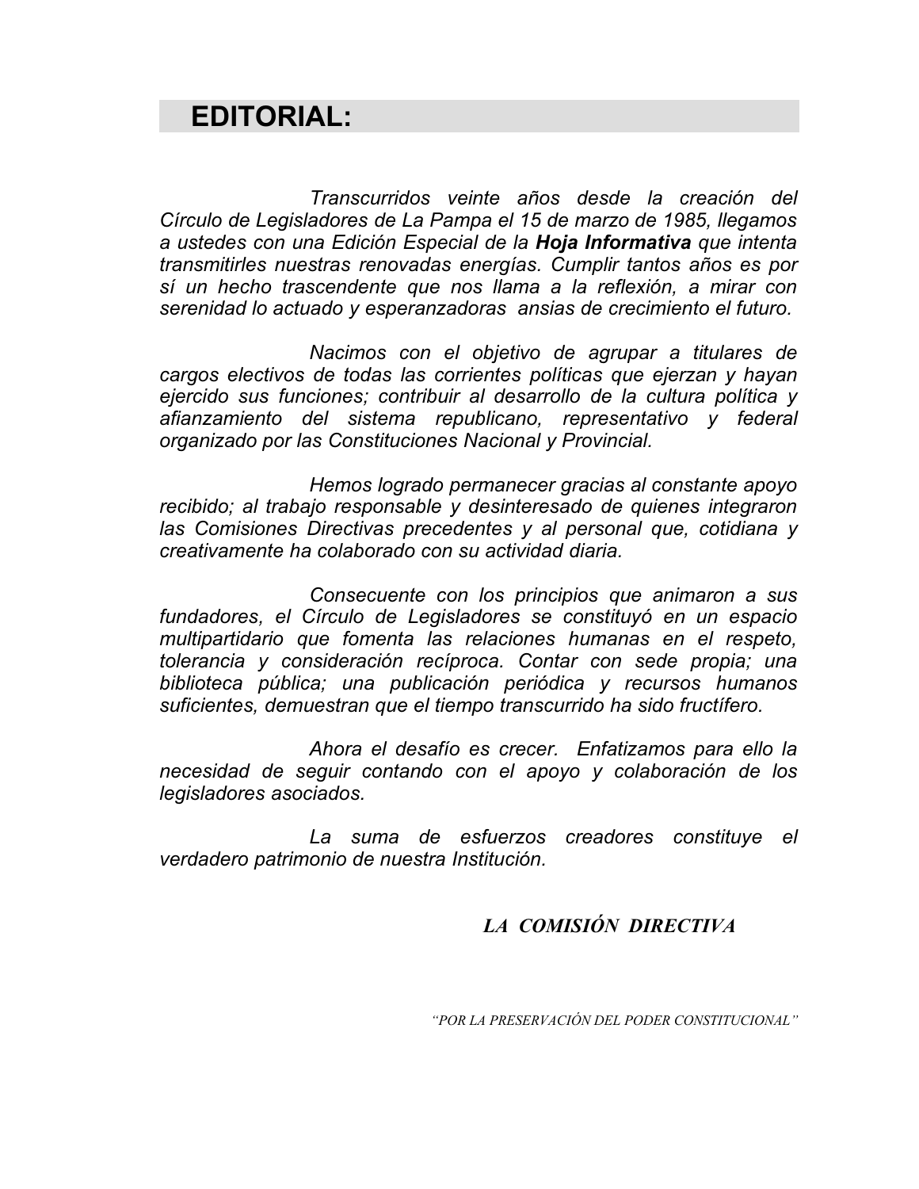# EDITORIAL:

*Transcurridos veinte años desde la creación del Círculo de Legisladores de La Pampa el 15 de marzo de 1985, llegamos a ustedes con una Edición Especial de la **Hoja Informativa** que intenta transmitirles nuestras renovadas energías. Cumplir tantos años es por sí un hecho trascendente que nos llama a la reflexión, a mirar con serenidad lo actuado y esperanzadoras ansias de crecimiento el futuro.*

*Nacimos con el objetivo de agrupar a titulares de cargos electivos de todas las corrientes políticas que ejerzan y hayan ejercido sus funciones; contribuir al desarrollo de la cultura política y afianzamiento del sistema republicano, representativo y federal organizado por las Constituciones Nacional y Provincial.*

*Hemos logrado permanecer gracias al constante apoyo recibido; al trabajo responsable y desinteresado de quienes integraron las Comisiones Directivas precedentes y al personal que, cotidiana y creativamente ha colaborado con su actividad diaria.*

*Consecuente con los principios que animaron a sus fundadores, el Círculo de Legisladores se constituyó en un espacio multipartidario que fomenta las relaciones humanas en el respeto, tolerancia y consideración recíproca. Contar con sede propia; una biblioteca pública; una publicación periódica y recursos humanos suficientes, demuestran que el tiempo transcurrido ha sido fructífero.*

*Ahora el desafío es crecer. Enfatizamos para ello la necesidad de seguir contando con el apoyo y colaboración de los legisladores asociados.*

*La suma de esfuerzos creadores constituye el verdadero patrimonio de nuestra Institución.*

***LA COMISIÓN DIRECTIVA***

*"POR LA PRESERVACIÓN DEL PODER CONSTITUCIONAL"*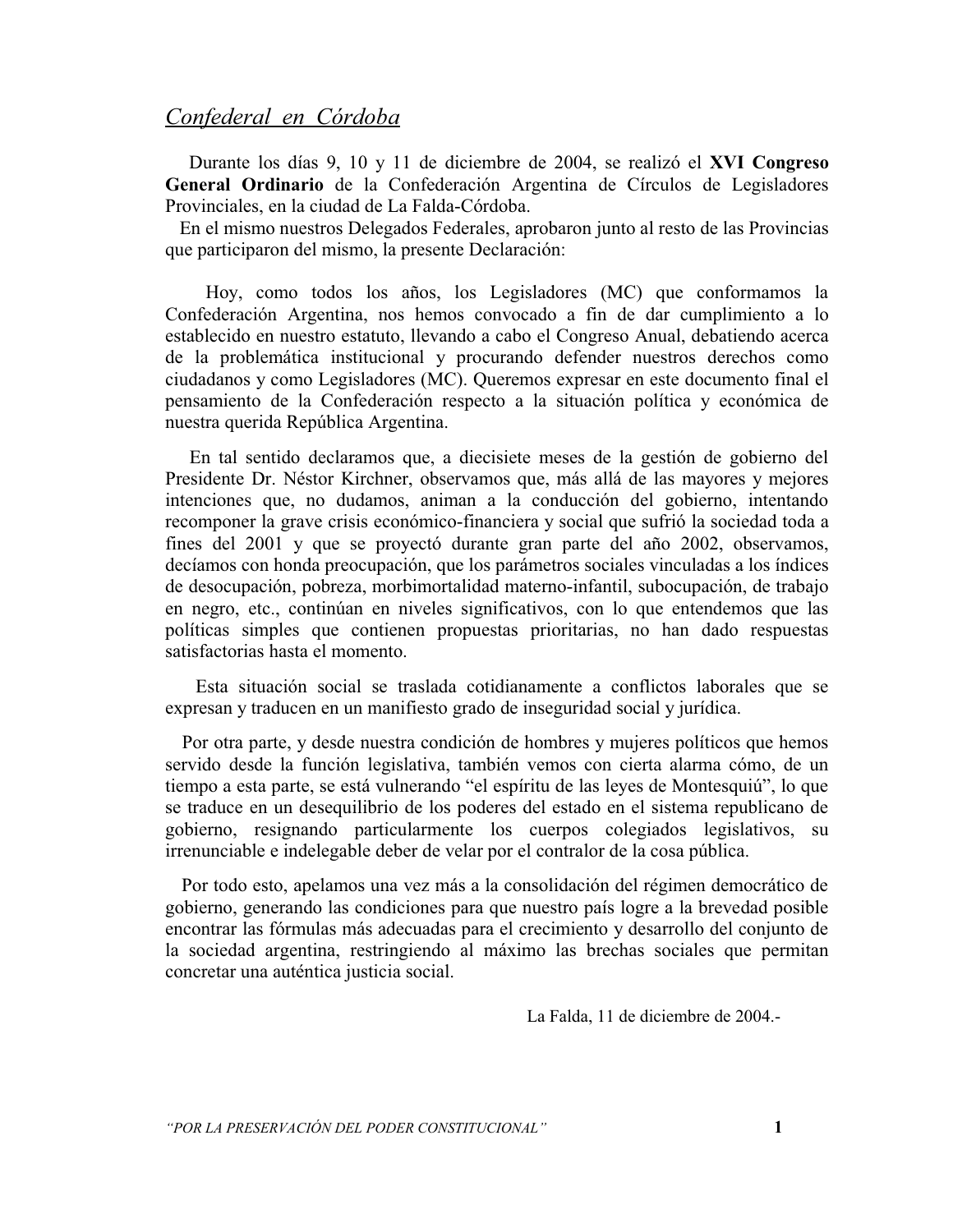*Confederal en Córdoba*

Durante los días 9, 10 y 11 de diciembre de 2004, se realizó el **XVI Congreso General Ordinario** de la Confederación Argentina de Círculos de Legisladores Provinciales, en la ciudad de La Falda-Córdoba.

En el mismo nuestros Delegados Federales, aprobaron junto al resto de las Provincias que participaron del mismo, la presente Declaración:

Hoy, como todos los años, los Legisladores (MC) que conformamos la Confederación Argentina, nos hemos convocado a fin de dar cumplimiento a lo establecido en nuestro estatuto, llevando a cabo el Congreso Anual, debatiendo acerca de la problemática institucional y procurando defender nuestros derechos como ciudadanos y como Legisladores (MC). Queremos expresar en este documento final el pensamiento de la Confederación respecto a la situación política y económica de nuestra querida República Argentina.

En tal sentido declaramos que, a diecisiete meses de la gestión de gobierno del Presidente Dr. Néstor Kirchner, observamos que, más allá de las mayores y mejores intenciones que, no dudamos, animan a la conducción del gobierno, intentando recomponer la grave crisis económico-financiera y social que sufrió la sociedad toda a fines del 2001 y que se proyectó durante gran parte del año 2002, observamos, decíamos con honda preocupación, que los parámetros sociales vinculadas a los índices de desocupación, pobreza, morbimortalidad materno-infantil, subocupación, de trabajo en negro, etc., continúan en niveles significativos, con lo que entendemos que las políticas simples que contienen propuestas prioritarias, no han dado respuestas satisfactorias hasta el momento.

Esta situación social se traslada cotidianamente a conflictos laborales que se expresan y traducen en un manifiesto grado de inseguridad social y jurídica.

Por otra parte, y desde nuestra condición de hombres y mujeres políticos que hemos servido desde la función legislativa, también vemos con cierta alarma cómo, de un tiempo a esta parte, se está vulnerando "el espíritu de las leyes de Montesquiú", lo que se traduce en un desequilibrio de los poderes del estado en el sistema republicano de gobierno, resignando particularmente los cuerpos colegiados legislativos, su irrenunciable e indelegable deber de velar por el contralor de la cosa pública.

Por todo esto, apelamos una vez más a la consolidación del régimen democrático de gobierno, generando las condiciones para que nuestro país logre a la brevedad posible encontrar las fórmulas más adecuadas para el crecimiento y desarrollo del conjunto de la sociedad argentina, restringiendo al máximo las brechas sociales que permitan concretar una auténtica justicia social.

La Falda, 11 de diciembre de 2004.-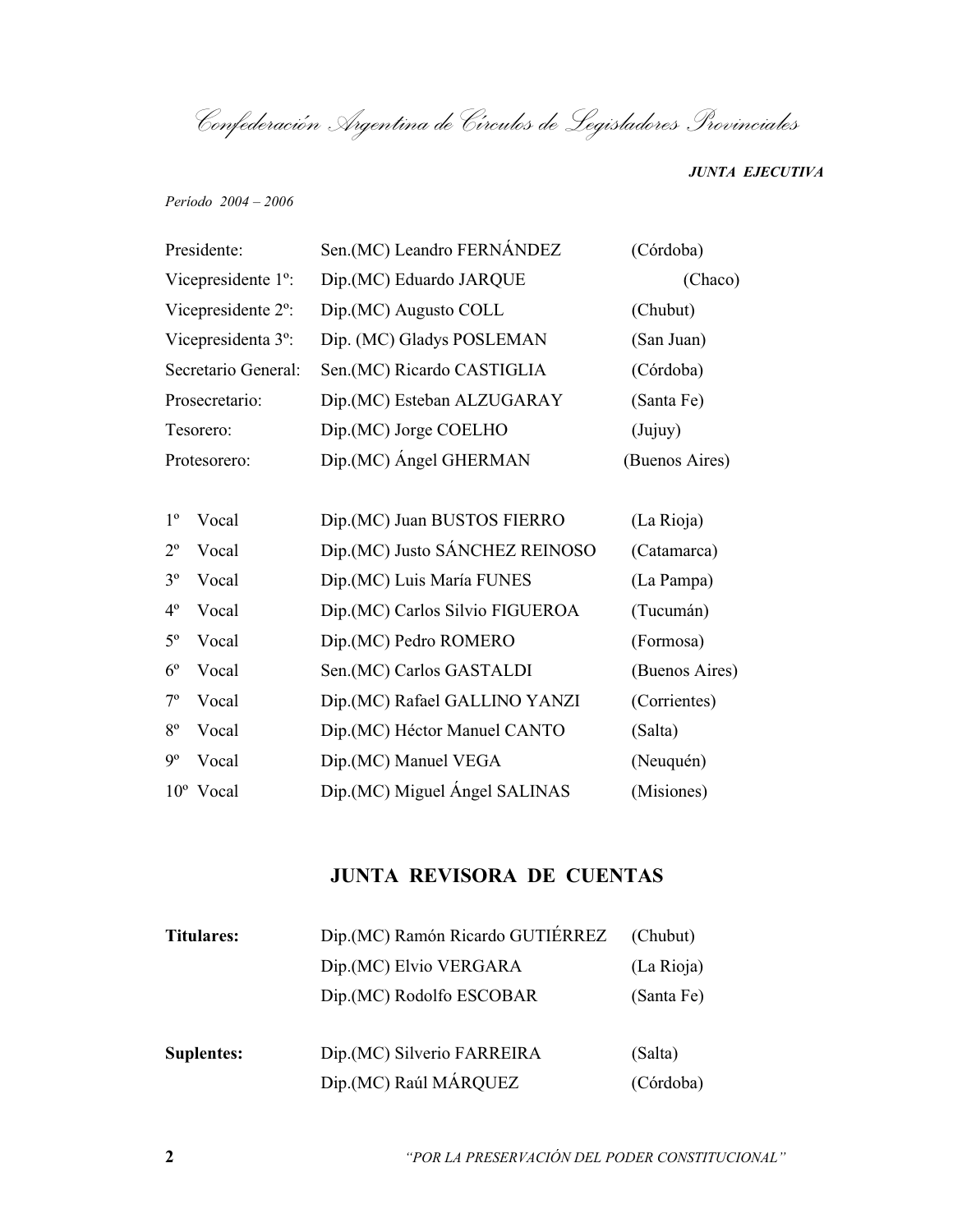*Confederación Argentina de Círculos de Legisladores Provinciales*

***JUNTA EJECUTIVA***

*Período 2004 – 2006*

| | | |
|---|---|---|
| Presidente: | Sen.(MC) Leandro FERNÁNDEZ | (Córdoba) |
| Vicepresidente 1º: | Dip.(MC) Eduardo JARQUE | (Chaco) |
| Vicepresidente 2º: | Dip.(MC) Augusto COLL | (Chubut) |
| Vicepresidenta 3º: | Dip. (MC) Gladys POSLEMAN | (San Juan) |
| Secretario General: | Sen.(MC) Ricardo CASTIGLIA | (Córdoba) |
| Prosecretario: | Dip.(MC) Esteban ALZUGARAY | (Santa Fe) |
| Tesorero: | Dip.(MC) Jorge COELHO | (Jujuy) |
| Protesorero: | Dip.(MC) Ángel GHERMAN | (Buenos Aires) |

| | | |
|---|---|---|
| 1º Vocal | Dip.(MC) Juan BUSTOS FIERRO | (La Rioja) |
| 2º Vocal | Dip.(MC) Justo SÁNCHEZ REINOSO | (Catamarca) |
| 3º Vocal | Dip.(MC) Luis María FUNES | (La Pampa) |
| 4º Vocal | Dip.(MC) Carlos Silvio FIGUEROA | (Tucumán) |
| 5º Vocal | Dip.(MC) Pedro ROMERO | (Formosa) |
| 6º Vocal | Sen.(MC) Carlos GASTALDI | (Buenos Aires) |
| 7º Vocal | Dip.(MC) Rafael GALLINO YANZI | (Corrientes) |
| 8º Vocal | Dip.(MC) Héctor Manuel CANTO | (Salta) |
| 9º Vocal | Dip.(MC) Manuel VEGA | (Neuquén) |
| 10º Vocal | Dip.(MC) Miguel Ángel SALINAS | (Misiones) |

## JUNTA REVISORA DE CUENTAS

| | | |
|---|---|---|
| **Titulares:** | Dip.(MC) Ramón Ricardo GUTIÉRREZ | (Chubut) |
| | Dip.(MC) Elvio VERGARA | (La Rioja) |
| | Dip.(MC) Rodolfo ESCOBAR | (Santa Fe) |
| **Suplentes:** | Dip.(MC) Silverio FARREIRA | (Salta) |
| | Dip.(MC) Raúl MÁRQUEZ | (Córdoba) |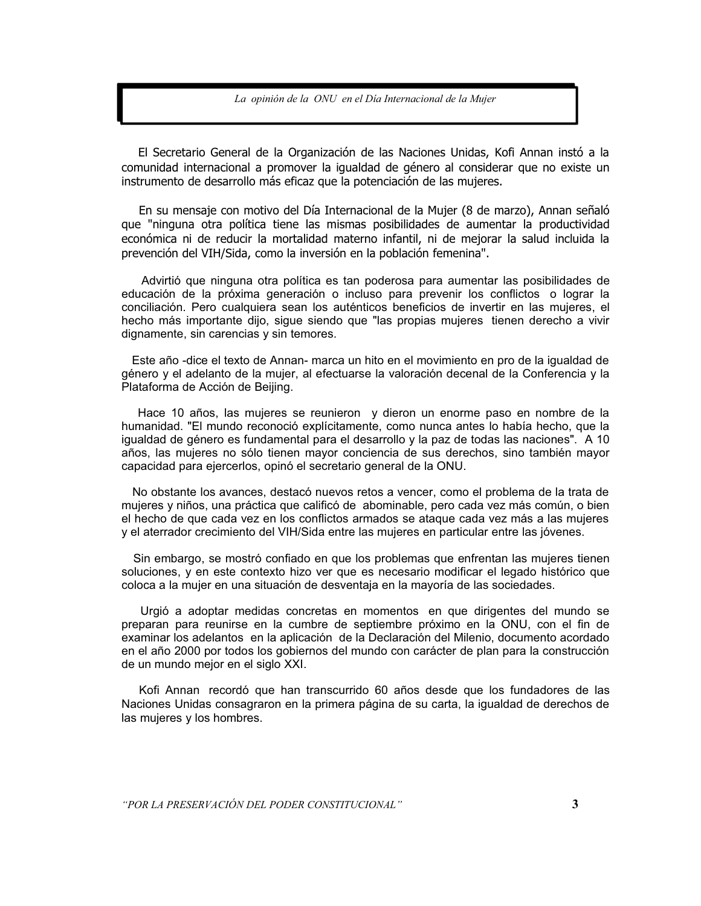*La opinión de la ONU en el Día Internacional de la Mujer*

El Secretario General de la Organización de las Naciones Unidas, Kofi Annan instó a la comunidad internacional a promover la igualdad de género al considerar que no existe un instrumento de desarrollo más eficaz que la potenciación de las mujeres.

En su mensaje con motivo del Día Internacional de la Mujer (8 de marzo), Annan señaló que "ninguna otra política tiene las mismas posibilidades de aumentar la productividad económica ni de reducir la mortalidad materno infantil, ni de mejorar la salud incluida la prevención del VIH/Sida, como la inversión en la población femenina".

Advirtió que ninguna otra política es tan poderosa para aumentar las posibilidades de educación de la próxima generación o incluso para prevenir los conflictos o lograr la conciliación. Pero cualquiera sean los auténticos beneficios de invertir en las mujeres, el hecho más importante dijo, sigue siendo que "las propias mujeres tienen derecho a vivir dignamente, sin carencias y sin temores.

Este año -dice el texto de Annan- marca un hito en el movimiento en pro de la igualdad de género y el adelanto de la mujer, al efectuarse la valoración decenal de la Conferencia y la Plataforma de Acción de Beijing.

Hace 10 años, las mujeres se reunieron y dieron un enorme paso en nombre de la humanidad. "El mundo reconoció explícitamente, como nunca antes lo había hecho, que la igualdad de género es fundamental para el desarrollo y la paz de todas las naciones". A 10 años, las mujeres no sólo tienen mayor conciencia de sus derechos, sino también mayor capacidad para ejercerlos, opinó el secretario general de la ONU.

No obstante los avances, destacó nuevos retos a vencer, como el problema de la trata de mujeres y niños, una práctica que calificó de abominable, pero cada vez más común, o bien el hecho de que cada vez en los conflictos armados se ataque cada vez más a las mujeres y el aterrador crecimiento del VIH/Sida entre las mujeres en particular entre las jóvenes.

Sin embargo, se mostró confiado en que los problemas que enfrentan las mujeres tienen soluciones, y en este contexto hizo ver que es necesario modificar el legado histórico que coloca a la mujer en una situación de desventaja en la mayoría de las sociedades.

Urgió a adoptar medidas concretas en momentos en que dirigentes del mundo se preparan para reunirse en la cumbre de septiembre próximo en la ONU, con el fin de examinar los adelantos en la aplicación de la Declaración del Milenio, documento acordado en el año 2000 por todos los gobiernos del mundo con carácter de plan para la construcción de un mundo mejor en el siglo XXI.

Kofi Annan recordó que han transcurrido 60 años desde que los fundadores de las Naciones Unidas consagraron en la primera página de su carta, la igualdad de derechos de las mujeres y los hombres.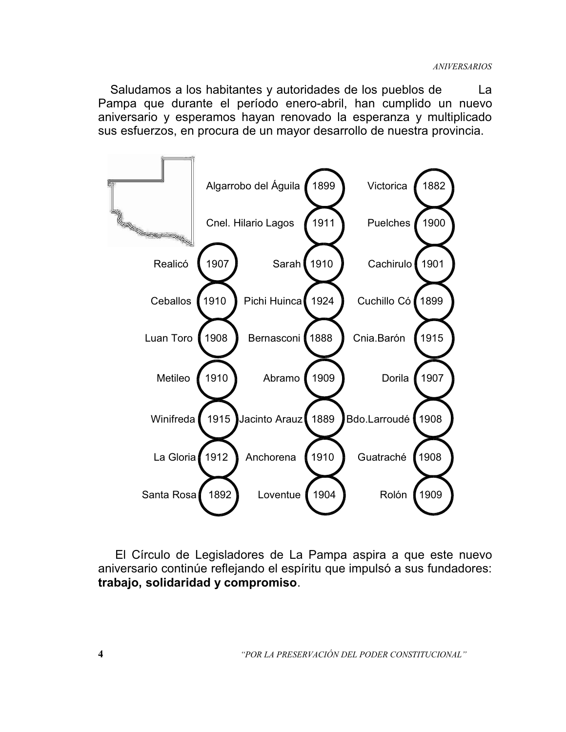Saludamos a los habitantes y autoridades de los pueblos de La Pampa que durante el período enero-abril, han cumplido un nuevo aniversario y esperamos hayan renovado la esperanza y multiplicado sus esfuerzos, en procura de un mayor desarrollo de nuestra provincia.

| Pueblo | Año | Pueblo | Año | Pueblo | Año |
|---|---|---|---|---|---|
| | | Algarrobo del Águila | 1899 | Victorica | 1882 |
| | | Cnel. Hilario Lagos | 1911 | Puelches | 1900 |
| Realicó | 1907 | Sarah | 1910 | Cachirulo | 1901 |
| Ceballos | 1910 | Pichi Huinca | 1924 | Cuchillo Có | 1899 |
| Luan Toro | 1908 | Bernasconi | 1888 | Cnia.Barón | 1915 |
| Metileo | 1910 | Abramo | 1909 | Dorila | 1907 |
| Winifreda | 1915 | Jacinto Arauz | 1889 | Bdo.Larroudé | 1908 |
| La Gloria | 1912 | Anchorena | 1910 | Guatraché | 1908 |
| Santa Rosa | 1892 | Loventue | 1904 | Rolón | 1909 |

El Círculo de Legisladores de La Pampa aspira a que este nuevo aniversario continúe reflejando el espíritu que impulsó a sus fundadores: **trabajo, solidaridad y compromiso**.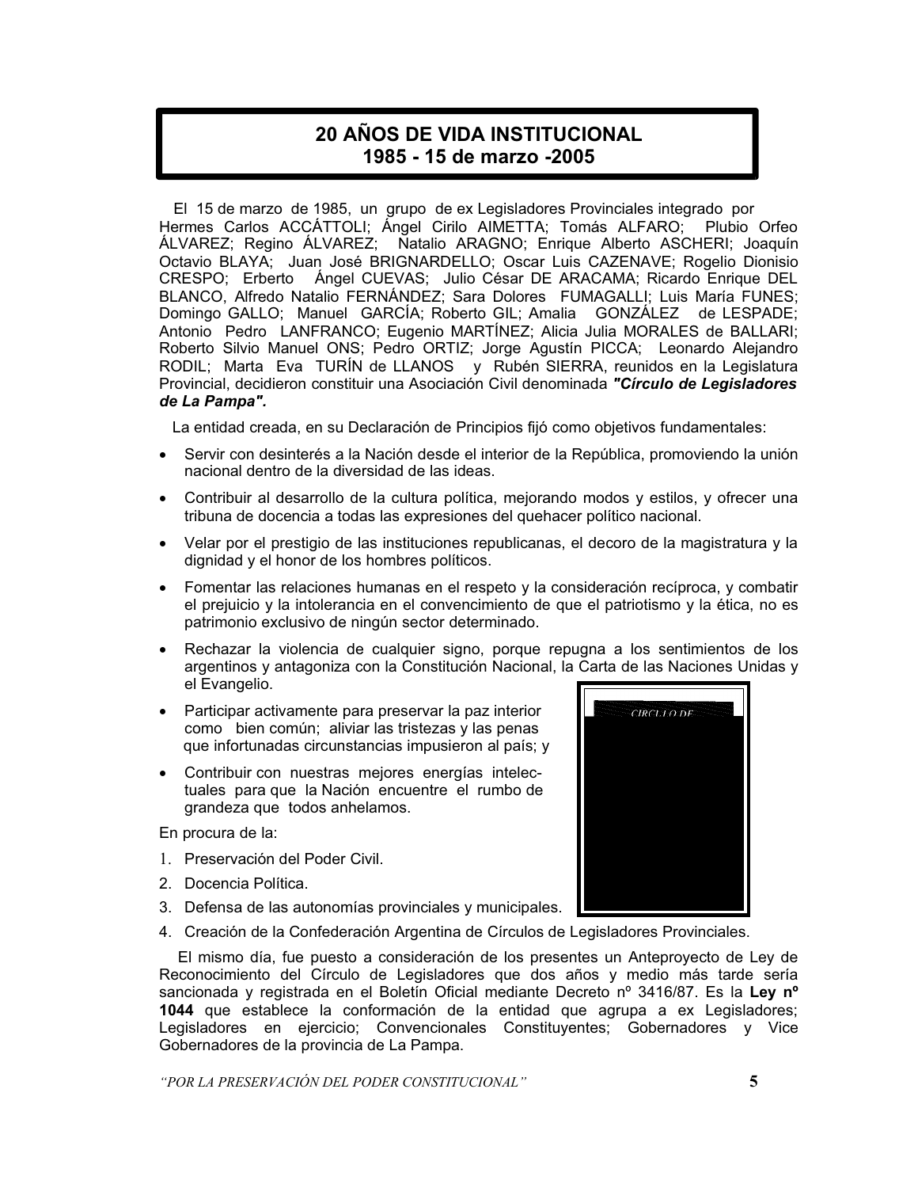# 20 AÑOS DE VIDA INSTITUCIONAL
## 1985 - 15 de marzo -2005

El 15 de marzo de 1985, un grupo de ex Legisladores Provinciales integrado por Hermes Carlos ACCÁTTOLI; Ángel Cirilo AIMETTA; Tomás ALFARO; Plubio Orfeo ÁLVAREZ; Regino ÁLVAREZ; Natalio ARAGNO; Enrique Alberto ASCHERI; Joaquín Octavio BLAYA; Juan José BRIGNARDELLO; Oscar Luis CAZENAVE; Rogelio Dionisio CRESPO; Erberto Ángel CUEVAS; Julio César DE ARACAMA; Ricardo Enrique DEL BLANCO, Alfredo Natalio FERNÁNDEZ; Sara Dolores FUMAGALLI; Luis María FUNES; Domingo GALLO; Manuel GARCÍA; Roberto GIL; Amalia GONZÁLEZ de LESPADE; Antonio Pedro LANFRANCO; Eugenio MARTÍNEZ; Alicia Julia MORALES de BALLARI; Roberto Silvio Manuel ONS; Pedro ORTIZ; Jorge Agustín PICCA; Leonardo Alejandro RODIL; Marta Eva TURÍN de LLANOS y Rubén SIERRA, reunidos en la Legislatura Provincial, decidieron constituir una Asociación Civil denominada ***"Círculo de Legisladores de La Pampa".***

La entidad creada, en su Declaración de Principios fijó como objetivos fundamentales:

- Servir con desinterés a la Nación desde el interior de la República, promoviendo la unión nacional dentro de la diversidad de las ideas.
- Contribuir al desarrollo de la cultura política, mejorando modos y estilos, y ofrecer una tribuna de docencia a todas las expresiones del quehacer político nacional.
- Velar por el prestigio de las instituciones republicanas, el decoro de la magistratura y la dignidad y el honor de los hombres políticos.
- Fomentar las relaciones humanas en el respeto y la consideración recíproca, y combatir el prejuicio y la intolerancia en el convencimiento de que el patriotismo y la ética, no es patrimonio exclusivo de ningún sector determinado.
- Rechazar la violencia de cualquier signo, porque repugna a los sentimientos de los argentinos y antagoniza con la Constitución Nacional, la Carta de las Naciones Unidas y el Evangelio.
- Participar activamente para preservar la paz interior como bien común; aliviar las tristezas y las penas que infortunadas circunstancias impusieron al país; y
- Contribuir con nuestras mejores energías intelectuales para que la Nación encuentre el rumbo de grandeza que todos anhelamos.

En procura de la:

1. Preservación del Poder Civil.
2. Docencia Política.
3. Defensa de las autonomías provinciales y municipales.
4. Creación de la Confederación Argentina de Círculos de Legisladores Provinciales.

El mismo día, fue puesto a consideración de los presentes un Anteproyecto de Ley de Reconocimiento del Círculo de Legisladores que dos años y medio más tarde sería sancionada y registrada en el Boletín Oficial mediante Decreto nº 3416/87. Es la **Ley nº 1044** que establece la conformación de la entidad que agrupa a ex Legisladores; Legisladores en ejercicio; Convencionales Constituyentes; Gobernadores y Vice Gobernadores de la provincia de La Pampa.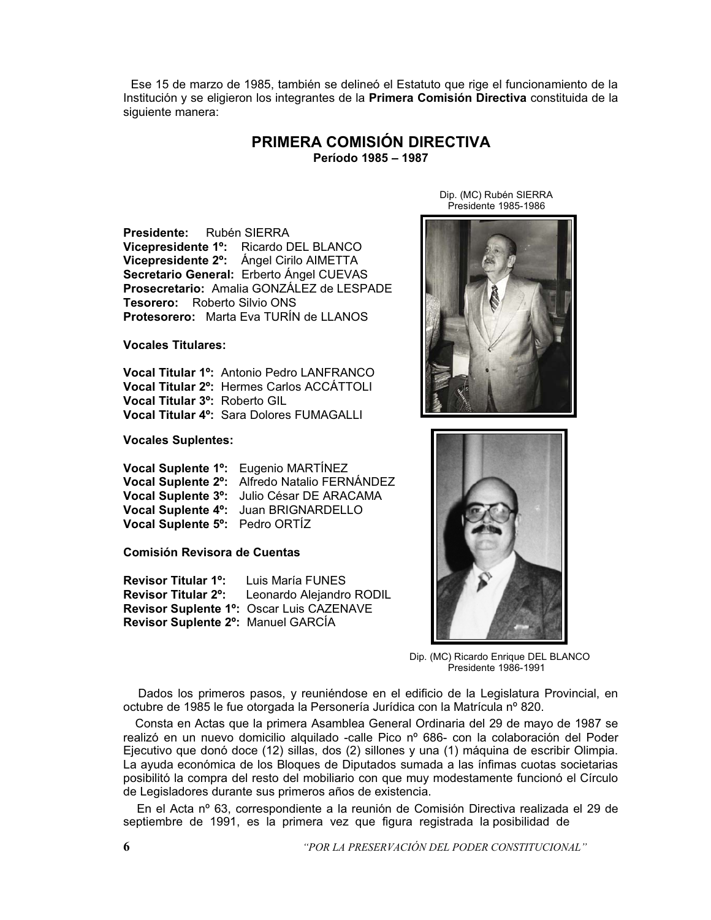Ese 15 de marzo de 1985, también se delineó el Estatuto que rige el funcionamiento de la Institución y se eligieron los integrantes de la **Primera Comisión Directiva** constituida de la siguiente manera:

## PRIMERA COMISIÓN DIRECTIVA

**Período 1985 – 1987**

**Presidente:** Rubén SIERRA
**Vicepresidente 1º:** Ricardo DEL BLANCO
**Vicepresidente 2º:** Ángel Cirilo AIMETTA
**Secretario General:** Erberto Ángel CUEVAS
**Prosecretario:** Amalia GONZÁLEZ de LESPADE
**Tesorero:** Roberto Silvio ONS
**Protesorero:** Marta Eva TURÍN de LLANOS

**Vocales Titulares:**

**Vocal Titular 1º:** Antonio Pedro LANFRANCO
**Vocal Titular 2º:** Hermes Carlos ACCÁTTOLI
**Vocal Titular 3º:** Roberto GIL
**Vocal Titular 4º:** Sara Dolores FUMAGALLI

**Vocales Suplentes:**

**Vocal Suplente 1º:** Eugenio MARTÍNEZ
**Vocal Suplente 2º:** Alfredo Natalio FERNÁNDEZ
**Vocal Suplente 3º:** Julio César DE ARACAMA
**Vocal Suplente 4º:** Juan BRIGNARDELLO
**Vocal Suplente 5º:** Pedro ORTÍZ

**Comisión Revisora de Cuentas**

**Revisor Titular 1º:** Luis María FUNES
**Revisor Titular 2º:** Leonardo Alejandro RODIL
**Revisor Suplente 1º:** Oscar Luis CAZENAVE
**Revisor Suplente 2º:** Manuel GARCÍA

Dip. (MC) Rubén SIERRA
Presidente 1985-1986

Dip. (MC) Ricardo Enrique DEL BLANCO
Presidente 1986-1991

Dados los primeros pasos, y reuniéndose en el edificio de la Legislatura Provincial, en octubre de 1985 le fue otorgada la Personería Jurídica con la Matrícula nº 820.

Consta en Actas que la primera Asamblea General Ordinaria del 29 de mayo de 1987 se realizó en un nuevo domicilio alquilado -calle Pico nº 686- con la colaboración del Poder Ejecutivo que donó doce (12) sillas, dos (2) sillones y una (1) máquina de escribir Olimpia. La ayuda económica de los Bloques de Diputados sumada a las ínfimas cuotas societarias posibilitó la compra del resto del mobiliario con que muy modestamente funcionó el Círculo de Legisladores durante sus primeros años de existencia.

En el Acta nº 63, correspondiente a la reunión de Comisión Directiva realizada el 29 de septiembre de 1991, es la primera vez que figura registrada la posibilidad de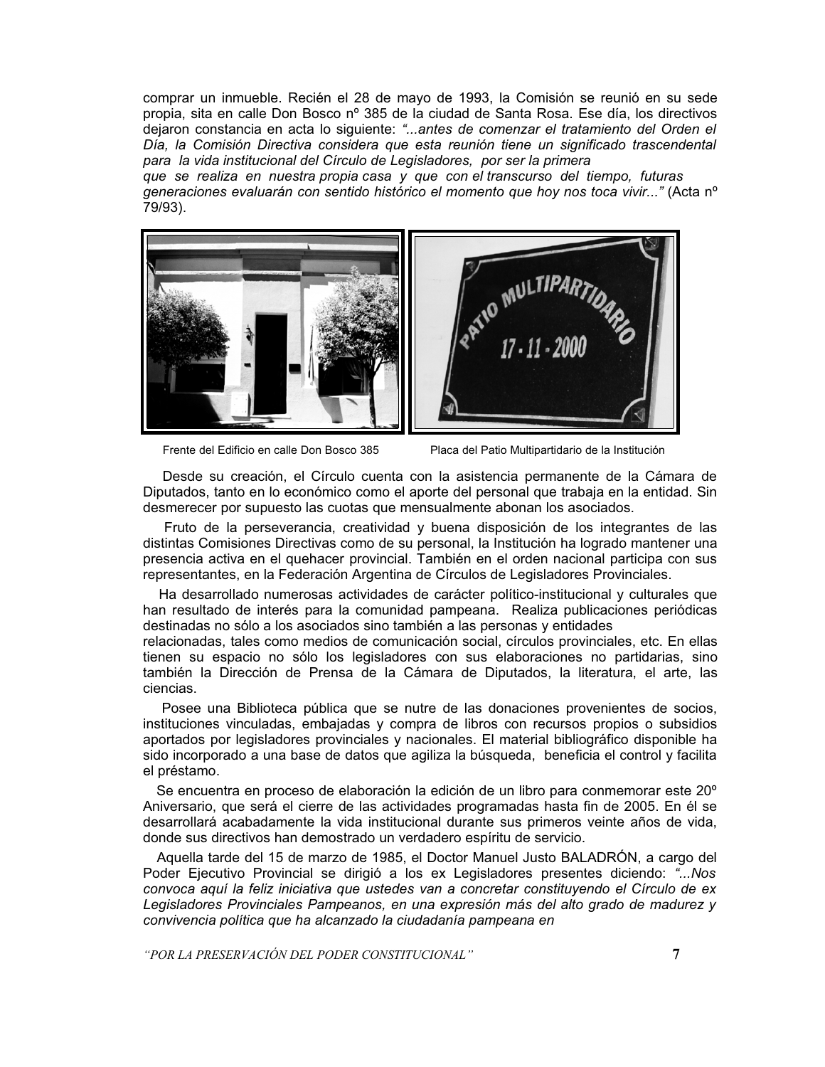comprar un inmueble. Recién el 28 de mayo de 1993, la Comisión se reunió en su sede propia, sita en calle Don Bosco nº 385 de la ciudad de Santa Rosa. Ese día, los directivos dejaron constancia en acta lo siguiente: *"...antes de comenzar el tratamiento del Orden el Día, la Comisión Directiva considera que esta reunión tiene un significado trascendental para la vida institucional del Círculo de Legisladores, por ser la primera que se realiza en nuestra propia casa y que con el transcurso del tiempo, futuras generaciones evaluarán con sentido histórico el momento que hoy nos toca vivir..."* (Acta nº 79/93).

Frente del Edificio en calle Don Bosco 385

Placa del Patio Multipartidario de la Institución

Desde su creación, el Círculo cuenta con la asistencia permanente de la Cámara de Diputados, tanto en lo económico como el aporte del personal que trabaja en la entidad. Sin desmerecer por supuesto las cuotas que mensualmente abonan los asociados.

Fruto de la perseverancia, creatividad y buena disposición de los integrantes de las distintas Comisiones Directivas como de su personal, la Institución ha logrado mantener una presencia activa en el quehacer provincial. También en el orden nacional participa con sus representantes, en la Federación Argentina de Círculos de Legisladores Provinciales.

Ha desarrollado numerosas actividades de carácter político-institucional y culturales que han resultado de interés para la comunidad pampeana. Realiza publicaciones periódicas destinadas no sólo a los asociados sino también a las personas y entidades relacionadas, tales como medios de comunicación social, círculos provinciales, etc. En ellas tienen su espacio no sólo los legisladores con sus elaboraciones no partidarias, sino también la Dirección de Prensa de la Cámara de Diputados, la literatura, el arte, las ciencias.

Posee una Biblioteca pública que se nutre de las donaciones provenientes de socios, instituciones vinculadas, embajadas y compra de libros con recursos propios o subsidios aportados por legisladores provinciales y nacionales. El material bibliográfico disponible ha sido incorporado a una base de datos que agiliza la búsqueda, beneficia el control y facilita el préstamo.

Se encuentra en proceso de elaboración la edición de un libro para conmemorar este 20º Aniversario, que será el cierre de las actividades programadas hasta fin de 2005. En él se desarrollará acabadamente la vida institucional durante sus primeros veinte años de vida, donde sus directivos han demostrado un verdadero espíritu de servicio.

Aquella tarde del 15 de marzo de 1985, el Doctor Manuel Justo BALADRÓN, a cargo del Poder Ejecutivo Provincial se dirigió a los ex Legisladores presentes diciendo: *"...Nos convoca aquí la feliz iniciativa que ustedes van a concretar constituyendo el Círculo de ex Legisladores Provinciales Pampeanos, en una expresión más del alto grado de madurez y convivencia política que ha alcanzado la ciudadanía pampeana en*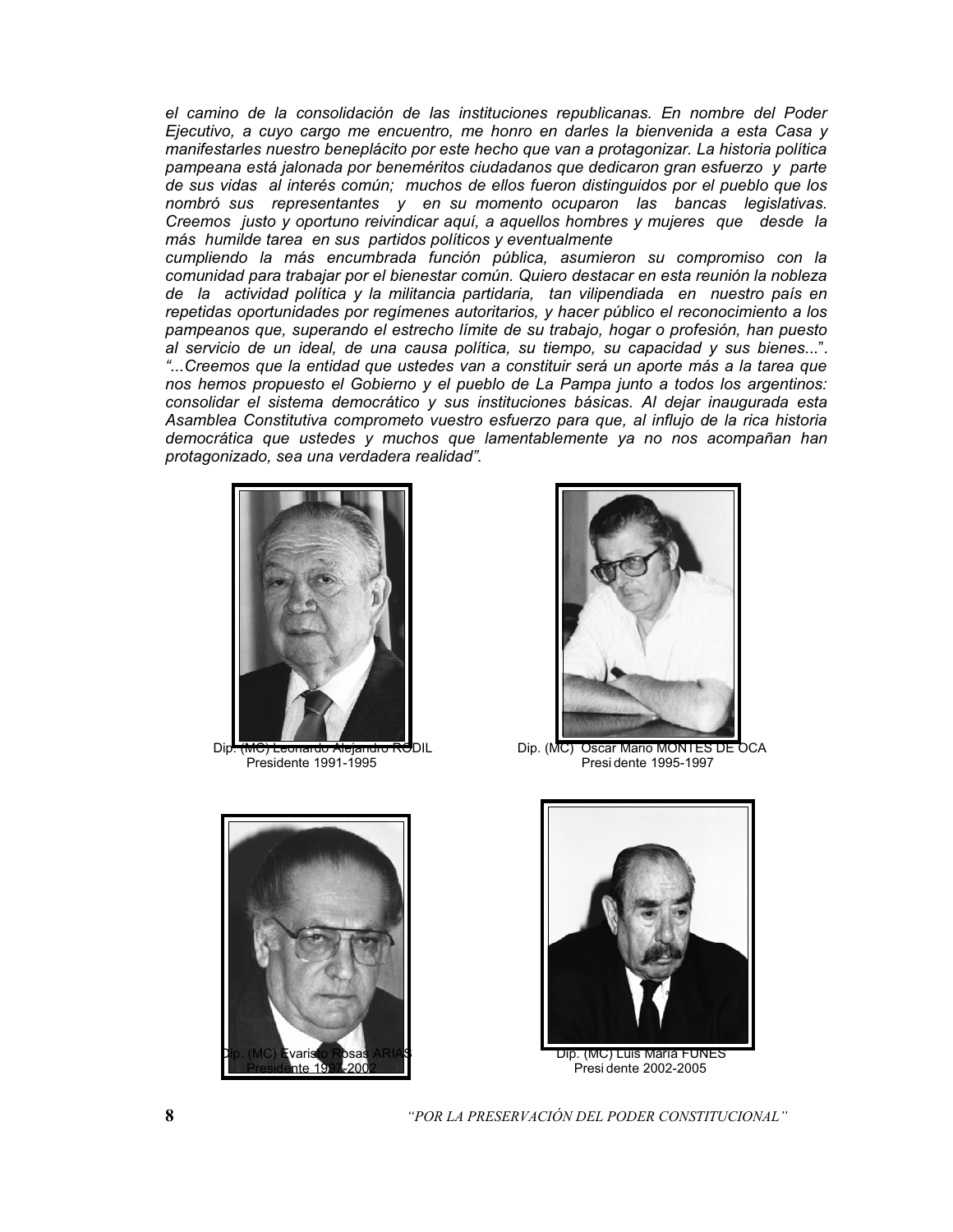*el camino de la consolidación de las instituciones republicanas. En nombre del Poder Ejecutivo, a cuyo cargo me encuentro, me honro en darles la bienvenida a esta Casa y manifestarles nuestro beneplácito por este hecho que van a protagonizar. La historia política pampeana está jalonada por beneméritos ciudadanos que dedicaron gran esfuerzo y parte de sus vidas al interés común; muchos de ellos fueron distinguidos por el pueblo que los nombró sus representantes y en su momento ocuparon las bancas legislativas. Creemos justo y oportuno reivindicar aquí, a aquellos hombres y mujeres que desde la más humilde tarea en sus partidos políticos y eventualmente cumpliendo la más encumbrada función pública, asumieron su compromiso con la comunidad para trabajar por el bienestar común. Quiero destacar en esta reunión la nobleza de la actividad política y la militancia partidaria, tan vilipendiada en nuestro país en repetidas oportunidades por regímenes autoritarios, y hacer público el reconocimiento a los pampeanos que, superando el estrecho límite de su trabajo, hogar o profesión, han puesto al servicio de un ideal, de una causa política, su tiempo, su capacidad y sus bienes...". "...Creemos que la entidad que ustedes van a constituir será un aporte más a la tarea que nos hemos propuesto el Gobierno y el pueblo de La Pampa junto a todos los argentinos: consolidar el sistema democrático y sus instituciones básicas. Al dejar inaugurada esta Asamblea Constitutiva comprometo vuestro esfuerzo para que, al influjo de la rica historia democrática que ustedes y muchos que lamentablemente ya no nos acompañan han protagonizado, sea una verdadera realidad".*

Dip. (MC) Leonardo Alejandro RODIL
Presidente 1991-1995

Dip. (MC) Oscar Mario MONTES DE OCA
Presidente 1995-1997

Dip. (MC) Evaristo Rosas ARIAS
Presidente 1997-2002

Dip. (MC) Luis María FUNES
Presidente 2002-2005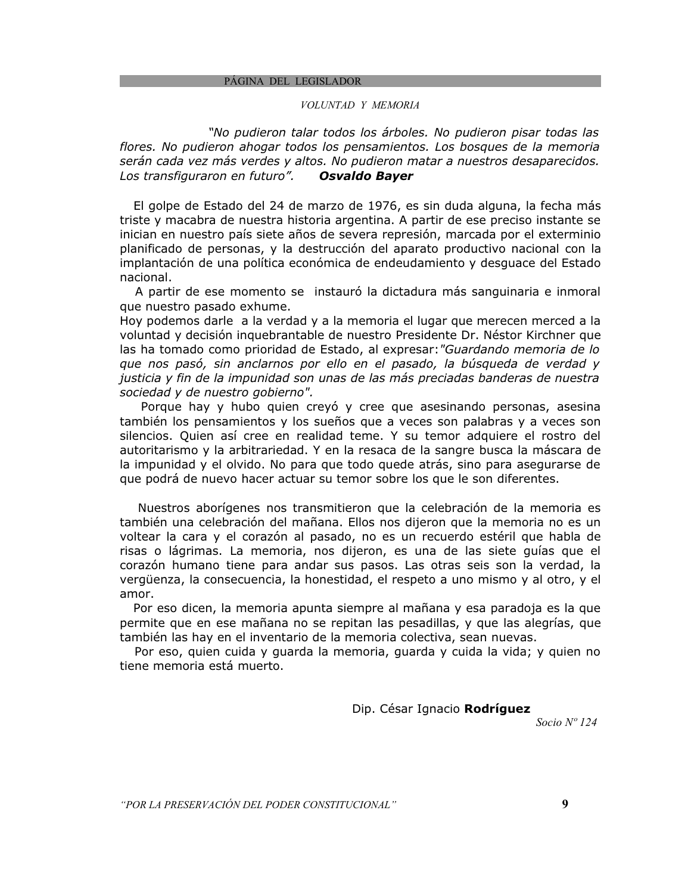## PÁGINA DEL LEGISLADOR

### *VOLUNTAD Y MEMORIA*

*"No pudieron talar todos los árboles. No pudieron pisar todas las flores. No pudieron ahogar todos los pensamientos. Los bosques de la memoria serán cada vez más verdes y altos. No pudieron matar a nuestros desaparecidos. Los transfiguraron en futuro".* ***Osvaldo Bayer***

El golpe de Estado del 24 de marzo de 1976, es sin duda alguna, la fecha más triste y macabra de nuestra historia argentina. A partir de ese preciso instante se inician en nuestro país siete años de severa represión, marcada por el exterminio planificado de personas, y la destrucción del aparato productivo nacional con la implantación de una política económica de endeudamiento y desguace del Estado nacional.

A partir de ese momento se instauró la dictadura más sanguinaria e inmoral que nuestro pasado exhume.

Hoy podemos darle a la verdad y a la memoria el lugar que merecen merced a la voluntad y decisión inquebrantable de nuestro Presidente Dr. Néstor Kirchner que las ha tomado como prioridad de Estado, al expresar:*"Guardando memoria de lo que nos pasó, sin anclarnos por ello en el pasado, la búsqueda de verdad y justicia y fin de la impunidad son unas de las más preciadas banderas de nuestra sociedad y de nuestro gobierno".*

Porque hay y hubo quien creyó y cree que asesinando personas, asesina también los pensamientos y los sueños que a veces son palabras y a veces son silencios. Quien así cree en realidad teme. Y su temor adquiere el rostro del autoritarismo y la arbitrariedad. Y en la resaca de la sangre busca la máscara de la impunidad y el olvido. No para que todo quede atrás, sino para asegurarse de que podrá de nuevo hacer actuar su temor sobre los que le son diferentes.

Nuestros aborígenes nos transmitieron que la celebración de la memoria es también una celebración del mañana. Ellos nos dijeron que la memoria no es un voltear la cara y el corazón al pasado, no es un recuerdo estéril que habla de risas o lágrimas. La memoria, nos dijeron, es una de las siete guías que el corazón humano tiene para andar sus pasos. Las otras seis son la verdad, la vergüenza, la consecuencia, la honestidad, el respeto a uno mismo y al otro, y el amor.

Por eso dicen, la memoria apunta siempre al mañana y esa paradoja es la que permite que en ese mañana no se repitan las pesadillas, y que las alegrías, que también las hay en el inventario de la memoria colectiva, sean nuevas.

Por eso, quien cuida y guarda la memoria, guarda y cuida la vida; y quien no tiene memoria está muerto.

Dip. César Ignacio **Rodríguez**
*Socio Nº 124*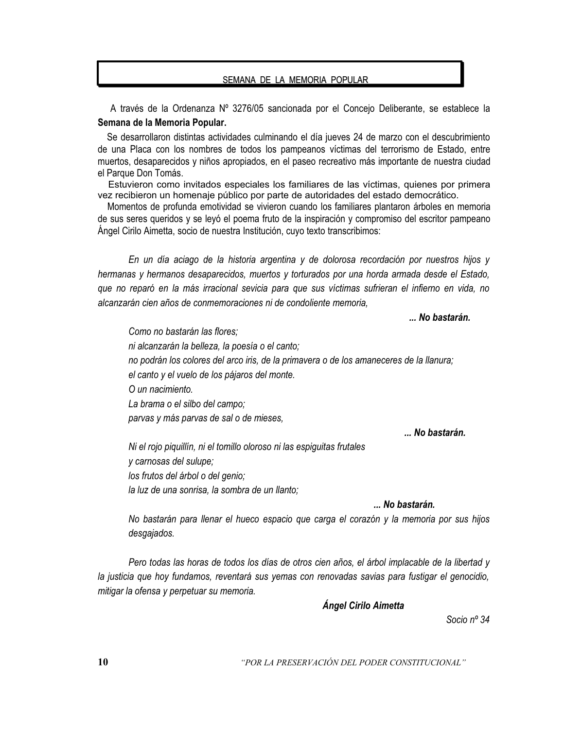## SEMANA DE LA MEMORIA POPULAR

A través de la Ordenanza Nº 3276/05 sancionada por el Concejo Deliberante, se establece la **Semana de la Memoria Popular.**

Se desarrollaron distintas actividades culminando el día jueves 24 de marzo con el descubrimiento de una Placa con los nombres de todos los pampeanos víctimas del terrorismo de Estado, entre muertos, desaparecidos y niños apropiados, en el paseo recreativo más importante de nuestra ciudad el Parque Don Tomás.

Estuvieron como invitados especiales los familiares de las víctimas, quienes por primera vez recibieron un homenaje público por parte de autoridades del estado democrático.

Momentos de profunda emotividad se vivieron cuando los familiares plantaron árboles en memoria de sus seres queridos y se leyó el poema fruto de la inspiración y compromiso del escritor pampeano Ángel Cirilo Aimetta, socio de nuestra Institución, cuyo texto transcribimos:

*En un día aciago de la historia argentina y de dolorosa recordación por nuestros hijos y hermanas y hermanos desaparecidos, muertos y torturados por una horda armada desde el Estado, que no reparó en la más irracional sevicia para que sus víctimas sufrieran el infierno en vida, no alcanzarán cien años de conmemoraciones ni de condoliente memoria,*

***... No bastarán.***

*Como no bastarán las flores;*
*ni alcanzarán la belleza, la poesía o el canto;*
*no podrán los colores del arco iris, de la primavera o de los amaneceres de la llanura;*
*el canto y el vuelo de los pájaros del monte.*
*O un nacimiento.*
*La brama o el silbo del campo;*
*parvas y más parvas de sal o de mieses,*

***... No bastarán.***

*Ni el rojo piquillín, ni el tomillo oloroso ni las espiguitas frutales*
*y carnosas del sulupe;*
*los frutos del árbol o del genio;*
*la luz de una sonrisa, la sombra de un llanto;*

***... No bastarán.***

*No bastarán para llenar el hueco espacio que carga el corazón y la memoria por sus hijos desgajados.*

*Pero todas las horas de todos los días de otros cien años, el árbol implacable de la libertad y la justicia que hoy fundamos, reventará sus yemas con renovadas savias para fustigar el genocidio, mitigar la ofensa y perpetuar su memoria.*

***Ángel Cirilo Aimetta***

*Socio nº 34*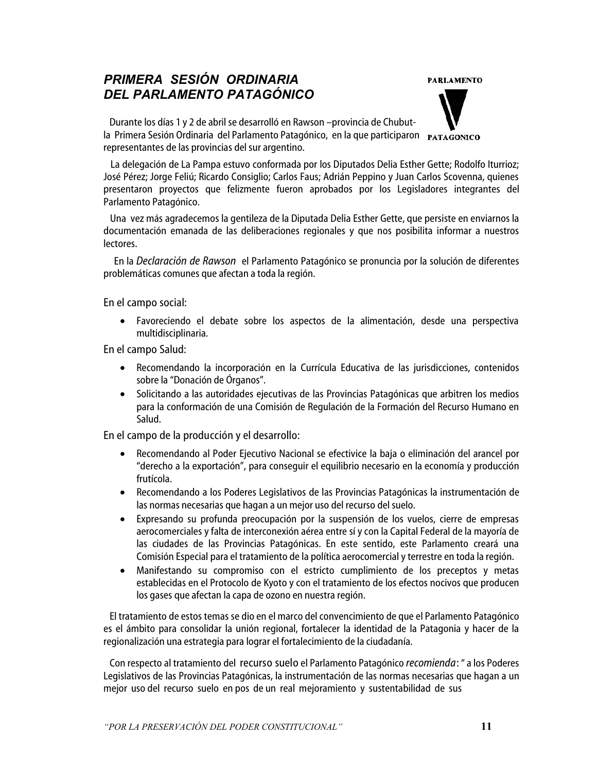## *PRIMERA SESIÓN ORDINARIA DEL PARLAMENTO PATAGÓNICO*

PARLAMENTO PATAGONICO

Durante los días 1 y 2 de abril se desarrolló en Rawson –provincia de Chubut- la Primera Sesión Ordinaria del Parlamento Patagónico, en la que participaron representantes de las provincias del sur argentino.

La delegación de La Pampa estuvo conformada por los Diputados Delia Esther Gette; Rodolfo Iturrioz; José Pérez; Jorge Feliú; Ricardo Consiglio; Carlos Faus; Adrián Peppino y Juan Carlos Scovenna, quienes presentaron proyectos que felizmente fueron aprobados por los Legisladores integrantes del Parlamento Patagónico.

Una vez más agradecemos la gentileza de la Diputada Delia Esther Gette, que persiste en enviarnos la documentación emanada de las deliberaciones regionales y que nos posibilita informar a nuestros lectores.

En la *Declaración de Rawson* el Parlamento Patagónico se pronuncia por la solución de diferentes problemáticas comunes que afectan a toda la región.

En el campo social:

- Favoreciendo el debate sobre los aspectos de la alimentación, desde una perspectiva multidisciplinaria.

En el campo Salud:

- Recomendando la incorporación en la Currícula Educativa de las jurisdicciones, contenidos sobre la "Donación de Órganos".
- Solicitando a las autoridades ejecutivas de las Provincias Patagónicas que arbitren los medios para la conformación de una Comisión de Regulación de la Formación del Recurso Humano en Salud.

En el campo de la producción y el desarrollo:

- Recomendando al Poder Ejecutivo Nacional se efectivice la baja o eliminación del arancel por "derecho a la exportación", para conseguir el equilibrio necesario en la economía y producción frutícola.
- Recomendando a los Poderes Legislativos de las Provincias Patagónicas la instrumentación de las normas necesarias que hagan a un mejor uso del recurso del suelo.
- Expresando su profunda preocupación por la suspensión de los vuelos, cierre de empresas aerocomerciales y falta de interconexión aérea entre sí y con la Capital Federal de la mayoría de las ciudades de las Provincias Patagónicas. En este sentido, este Parlamento creará una Comisión Especial para el tratamiento de la política aerocomercial y terrestre en toda la región.
- Manifestando su compromiso con el estricto cumplimiento de los preceptos y metas establecidas en el Protocolo de Kyoto y con el tratamiento de los efectos nocivos que producen los gases que afectan la capa de ozono en nuestra región.

El tratamiento de estos temas se dio en el marco del convencimiento de que el Parlamento Patagónico es el ámbito para consolidar la unión regional, fortalecer la identidad de la Patagonia y hacer de la regionalización una estrategia para lograr el fortalecimiento de la ciudadanía.

Con respecto al tratamiento del recurso suelo el Parlamento Patagónico *recomienda*: " a los Poderes Legislativos de las Provincias Patagónicas, la instrumentación de las normas necesarias que hagan a un mejor uso del recurso suelo en pos de un real mejoramiento y sustentabilidad de sus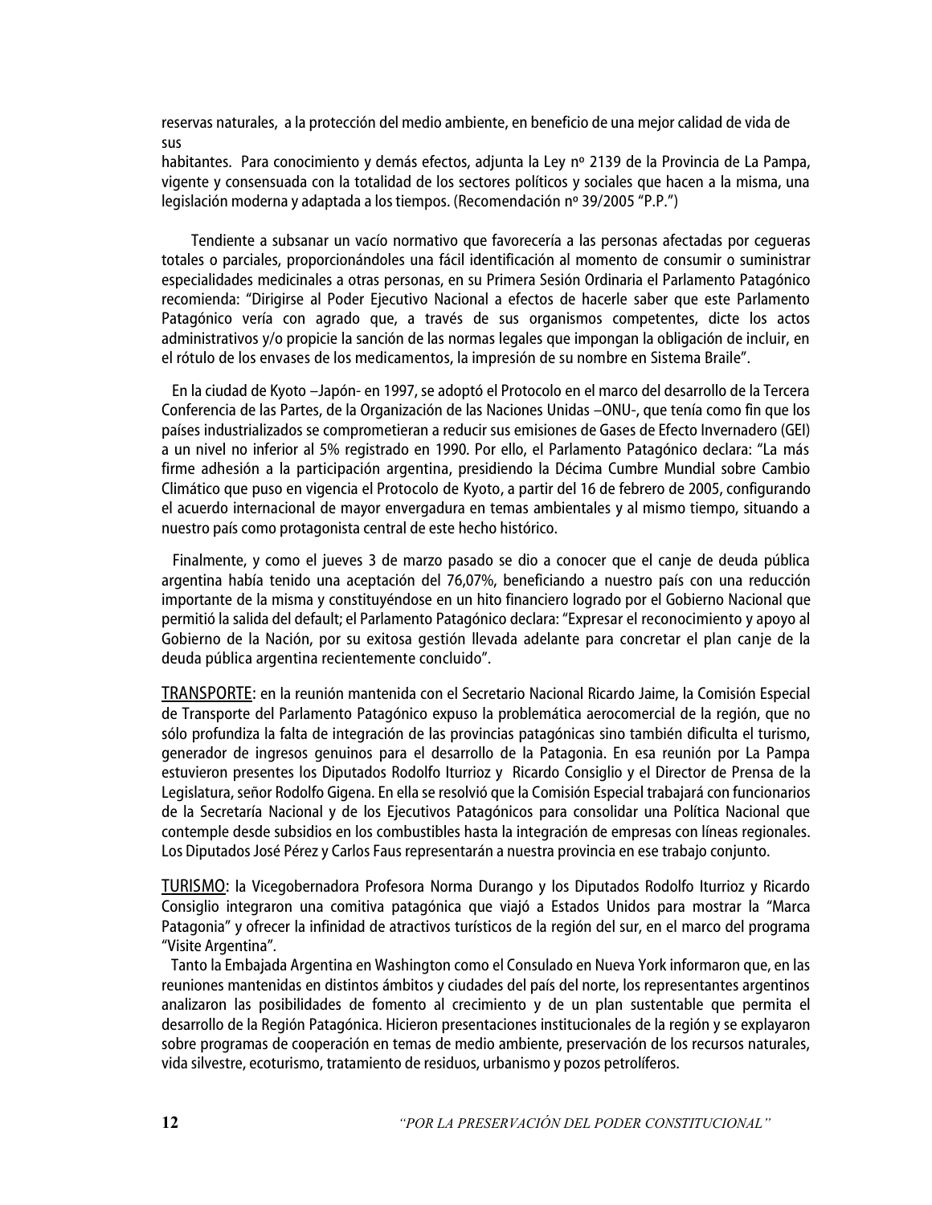reservas naturales, a la protección del medio ambiente, en beneficio de una mejor calidad de vida de sus habitantes. Para conocimiento y demás efectos, adjunta la Ley nº 2139 de la Provincia de La Pampa, vigente y consensuada con la totalidad de los sectores políticos y sociales que hacen a la misma, una legislación moderna y adaptada a los tiempos. (Recomendación nº 39/2005 "P.P.")

Tendiente a subsanar un vacío normativo que favorecería a las personas afectadas por cegueras totales o parciales, proporcionándoles una fácil identificación al momento de consumir o suministrar especialidades medicinales a otras personas, en su Primera Sesión Ordinaria el Parlamento Patagónico recomienda: "Dirigirse al Poder Ejecutivo Nacional a efectos de hacerle saber que este Parlamento Patagónico vería con agrado que, a través de sus organismos competentes, dicte los actos administrativos y/o propicie la sanción de las normas legales que impongan la obligación de incluir, en el rótulo de los envases de los medicamentos, la impresión de su nombre en Sistema Braile".

En la ciudad de Kyoto –Japón- en 1997, se adoptó el Protocolo en el marco del desarrollo de la Tercera Conferencia de las Partes, de la Organización de las Naciones Unidas –ONU-, que tenía como fin que los países industrializados se comprometieran a reducir sus emisiones de Gases de Efecto Invernadero (GEI) a un nivel no inferior al 5% registrado en 1990. Por ello, el Parlamento Patagónico declara: "La más firme adhesión a la participación argentina, presidiendo la Décima Cumbre Mundial sobre Cambio Climático que puso en vigencia el Protocolo de Kyoto, a partir del 16 de febrero de 2005, configurando el acuerdo internacional de mayor envergadura en temas ambientales y al mismo tiempo, situando a nuestro país como protagonista central de este hecho histórico.

Finalmente, y como el jueves 3 de marzo pasado se dio a conocer que el canje de deuda pública argentina había tenido una aceptación del 76,07%, beneficiando a nuestro país con una reducción importante de la misma y constituyéndose en un hito financiero logrado por el Gobierno Nacional que permitió la salida del default; el Parlamento Patagónico declara: "Expresar el reconocimiento y apoyo al Gobierno de la Nación, por su exitosa gestión llevada adelante para concretar el plan canje de la deuda pública argentina recientemente concluido".

TRANSPORTE: en la reunión mantenida con el Secretario Nacional Ricardo Jaime, la Comisión Especial de Transporte del Parlamento Patagónico expuso la problemática aerocomercial de la región, que no sólo profundiza la falta de integración de las provincias patagónicas sino también dificulta el turismo, generador de ingresos genuinos para el desarrollo de la Patagonia. En esa reunión por La Pampa estuvieron presentes los Diputados Rodolfo Iturrioz y Ricardo Consiglio y el Director de Prensa de la Legislatura, señor Rodolfo Gigena. En ella se resolvió que la Comisión Especial trabajará con funcionarios de la Secretaría Nacional y de los Ejecutivos Patagónicos para consolidar una Política Nacional que contemple desde subsidios en los combustibles hasta la integración de empresas con líneas regionales. Los Diputados José Pérez y Carlos Faus representarán a nuestra provincia en ese trabajo conjunto.

TURISMO: la Vicegobernadora Profesora Norma Durango y los Diputados Rodolfo Iturrioz y Ricardo Consiglio integraron una comitiva patagónica que viajó a Estados Unidos para mostrar la "Marca Patagonia" y ofrecer la infinidad de atractivos turísticos de la región del sur, en el marco del programa "Visite Argentina".

Tanto la Embajada Argentina en Washington como el Consulado en Nueva York informaron que, en las reuniones mantenidas en distintos ámbitos y ciudades del país del norte, los representantes argentinos analizaron las posibilidades de fomento al crecimiento y de un plan sustentable que permita el desarrollo de la Región Patagónica. Hicieron presentaciones institucionales de la región y se explayaron sobre programas de cooperación en temas de medio ambiente, preservación de los recursos naturales, vida silvestre, ecoturismo, tratamiento de residuos, urbanismo y pozos petrolíferos.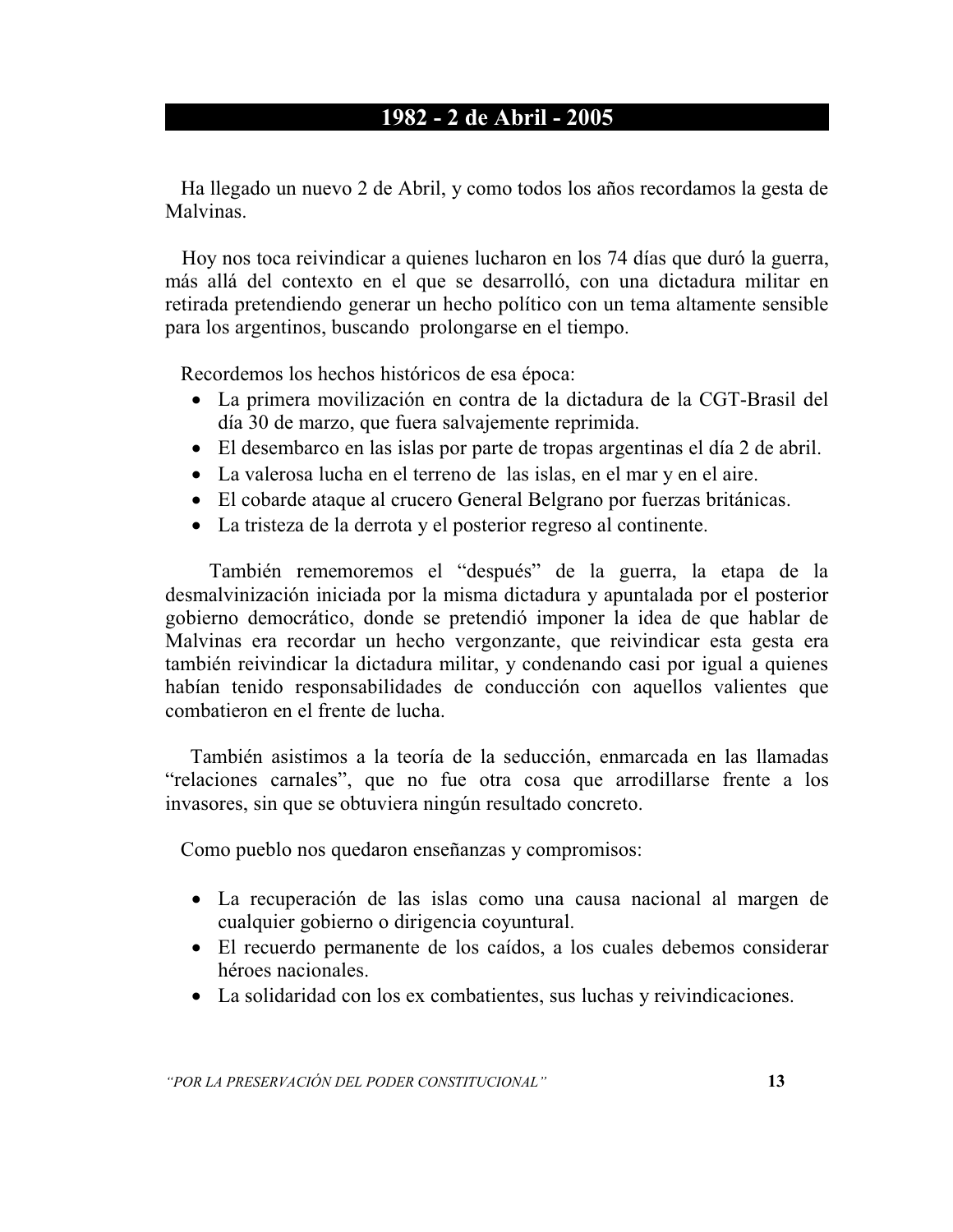# 1982 - 2 de Abril - 2005

Ha llegado un nuevo 2 de Abril, y como todos los años recordamos la gesta de Malvinas.

Hoy nos toca reivindicar a quienes lucharon en los 74 días que duró la guerra, más allá del contexto en el que se desarrolló, con una dictadura militar en retirada pretendiendo generar un hecho político con un tema altamente sensible para los argentinos, buscando prolongarse en el tiempo.

Recordemos los hechos históricos de esa época:

- La primera movilización en contra de la dictadura de la CGT-Brasil del día 30 de marzo, que fuera salvajemente reprimida.
- El desembarco en las islas por parte de tropas argentinas el día 2 de abril.
- La valerosa lucha en el terreno de las islas, en el mar y en el aire.
- El cobarde ataque al crucero General Belgrano por fuerzas británicas.
- La tristeza de la derrota y el posterior regreso al continente.

También rememoremos el "después" de la guerra, la etapa de la desmalvinización iniciada por la misma dictadura y apuntalada por el posterior gobierno democrático, donde se pretendió imponer la idea de que hablar de Malvinas era recordar un hecho vergonzante, que reivindicar esta gesta era también reivindicar la dictadura militar, y condenando casi por igual a quienes habían tenido responsabilidades de conducción con aquellos valientes que combatieron en el frente de lucha.

También asistimos a la teoría de la seducción, enmarcada en las llamadas "relaciones carnales", que no fue otra cosa que arrodillarse frente a los invasores, sin que se obtuviera ningún resultado concreto.

Como pueblo nos quedaron enseñanzas y compromisos:

- La recuperación de las islas como una causa nacional al margen de cualquier gobierno o dirigencia coyuntural.
- El recuerdo permanente de los caídos, a los cuales debemos considerar héroes nacionales.
- La solidaridad con los ex combatientes, sus luchas y reivindicaciones.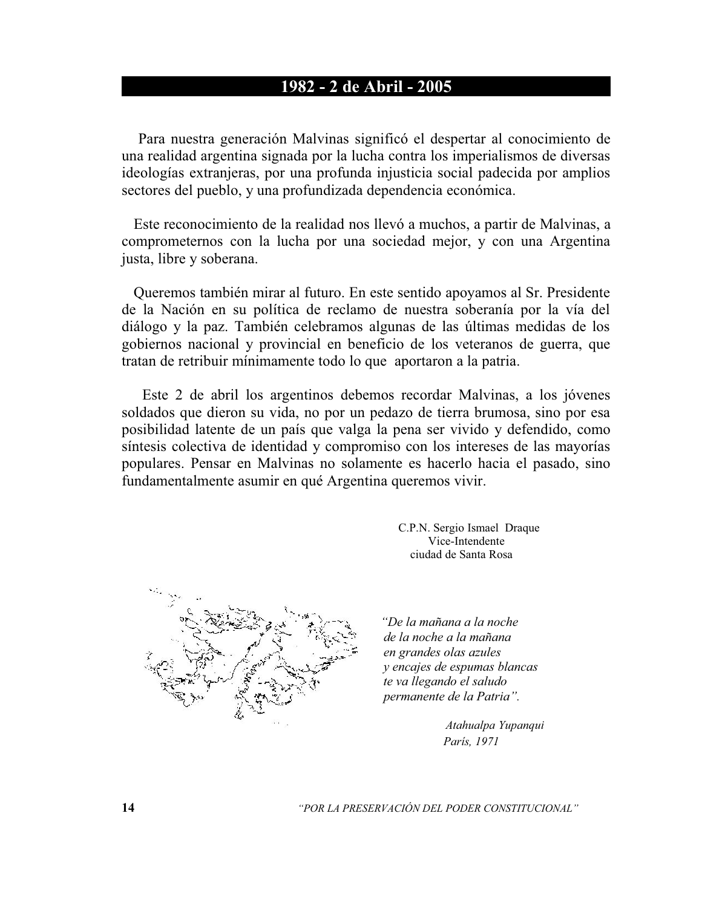## 1982 - 2 de Abril - 2005

Para nuestra generación Malvinas significó el despertar al conocimiento de una realidad argentina signada por la lucha contra los imperialismos de diversas ideologías extranjeras, por una profunda injusticia social padecida por amplios sectores del pueblo, y una profundizada dependencia económica.

Este reconocimiento de la realidad nos llevó a muchos, a partir de Malvinas, a comprometernos con la lucha por una sociedad mejor, y con una Argentina justa, libre y soberana.

Queremos también mirar al futuro. En este sentido apoyamos al Sr. Presidente de la Nación en su política de reclamo de nuestra soberanía por la vía del diálogo y la paz. También celebramos algunas de las últimas medidas de los gobiernos nacional y provincial en beneficio de los veteranos de guerra, que tratan de retribuir mínimamente todo lo que aportaron a la patria.

Este 2 de abril los argentinos debemos recordar Malvinas, a los jóvenes soldados que dieron su vida, no por un pedazo de tierra brumosa, sino por esa posibilidad latente de un país que valga la pena ser vivido y defendido, como síntesis colectiva de identidad y compromiso con los intereses de las mayorías populares. Pensar en Malvinas no solamente es hacerlo hacia el pasado, sino fundamentalmente asumir en qué Argentina queremos vivir.

C.P.N. Sergio Ismael Draque
Vice-Intendente
ciudad de Santa Rosa

*"De la mañana a la noche*
*de la noche a la mañana*
*en grandes olas azules*
*y encajes de espumas blancas*
*te va llegando el saludo*
*permanente de la Patria".*

*Atahualpa Yupanqui*
*París, 1971*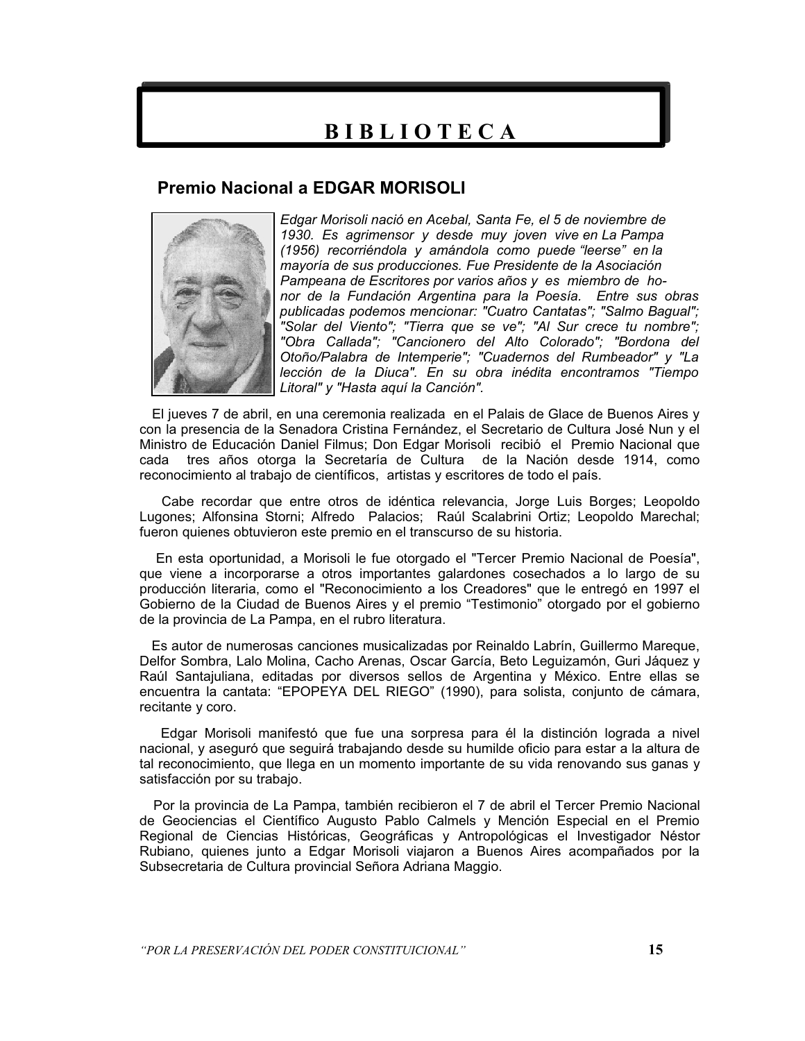# BIBLIOTECA

## Premio Nacional a EDGAR MORISOLI

*Edgar Morisoli nació en Acebal, Santa Fe, el 5 de noviembre de 1930. Es agrimensor y desde muy joven vive en La Pampa (1956) recorriéndola y amándola como puede "leerse" en la mayoría de sus producciones. Fue Presidente de la Asociación Pampeana de Escritores por varios años y es miembro de honor de la Fundación Argentina para la Poesía. Entre sus obras publicadas podemos mencionar: "Cuatro Cantatas"; "Salmo Bagual"; "Solar del Viento"; "Tierra que se ve"; "Al Sur crece tu nombre"; "Obra Callada"; "Cancionero del Alto Colorado"; "Bordona del Otoño/Palabra de Intemperie"; "Cuadernos del Rumbeador" y "La lección de la Diuca". En su obra inédita encontramos "Tiempo Litoral" y "Hasta aquí la Canción".*

El jueves 7 de abril, en una ceremonia realizada en el Palais de Glace de Buenos Aires y con la presencia de la Senadora Cristina Fernández, el Secretario de Cultura José Nun y el Ministro de Educación Daniel Filmus; Don Edgar Morisoli recibió el Premio Nacional que cada tres años otorga la Secretaría de Cultura de la Nación desde 1914, como reconocimiento al trabajo de científicos, artistas y escritores de todo el país.

Cabe recordar que entre otros de idéntica relevancia, Jorge Luis Borges; Leopoldo Lugones; Alfonsina Storni; Alfredo Palacios; Raúl Scalabrini Ortiz; Leopoldo Marechal; fueron quienes obtuvieron este premio en el transcurso de su historia.

En esta oportunidad, a Morisoli le fue otorgado el "Tercer Premio Nacional de Poesía", que viene a incorporarse a otros importantes galardones cosechados a lo largo de su producción literaria, como el "Reconocimiento a los Creadores" que le entregó en 1997 el Gobierno de la Ciudad de Buenos Aires y el premio "Testimonio" otorgado por el gobierno de la provincia de La Pampa, en el rubro literatura.

Es autor de numerosas canciones musicalizadas por Reinaldo Labrín, Guillermo Mareque, Delfor Sombra, Lalo Molina, Cacho Arenas, Oscar García, Beto Leguizamón, Guri Jáquez y Raúl Santajuliana, editadas por diversos sellos de Argentina y México. Entre ellas se encuentra la cantata: "EPOPEYA DEL RIEGO" (1990), para solista, conjunto de cámara, recitante y coro.

Edgar Morisoli manifestó que fue una sorpresa para él la distinción lograda a nivel nacional, y aseguró que seguirá trabajando desde su humilde oficio para estar a la altura de tal reconocimiento, que llega en un momento importante de su vida renovando sus ganas y satisfacción por su trabajo.

Por la provincia de La Pampa, también recibieron el 7 de abril el Tercer Premio Nacional de Geociencias el Científico Augusto Pablo Calmels y Mención Especial en el Premio Regional de Ciencias Históricas, Geográficas y Antropológicas el Investigador Néstor Rubiano, quienes junto a Edgar Morisoli viajaron a Buenos Aires acompañados por la Subsecretaria de Cultura provincial Señora Adriana Maggio.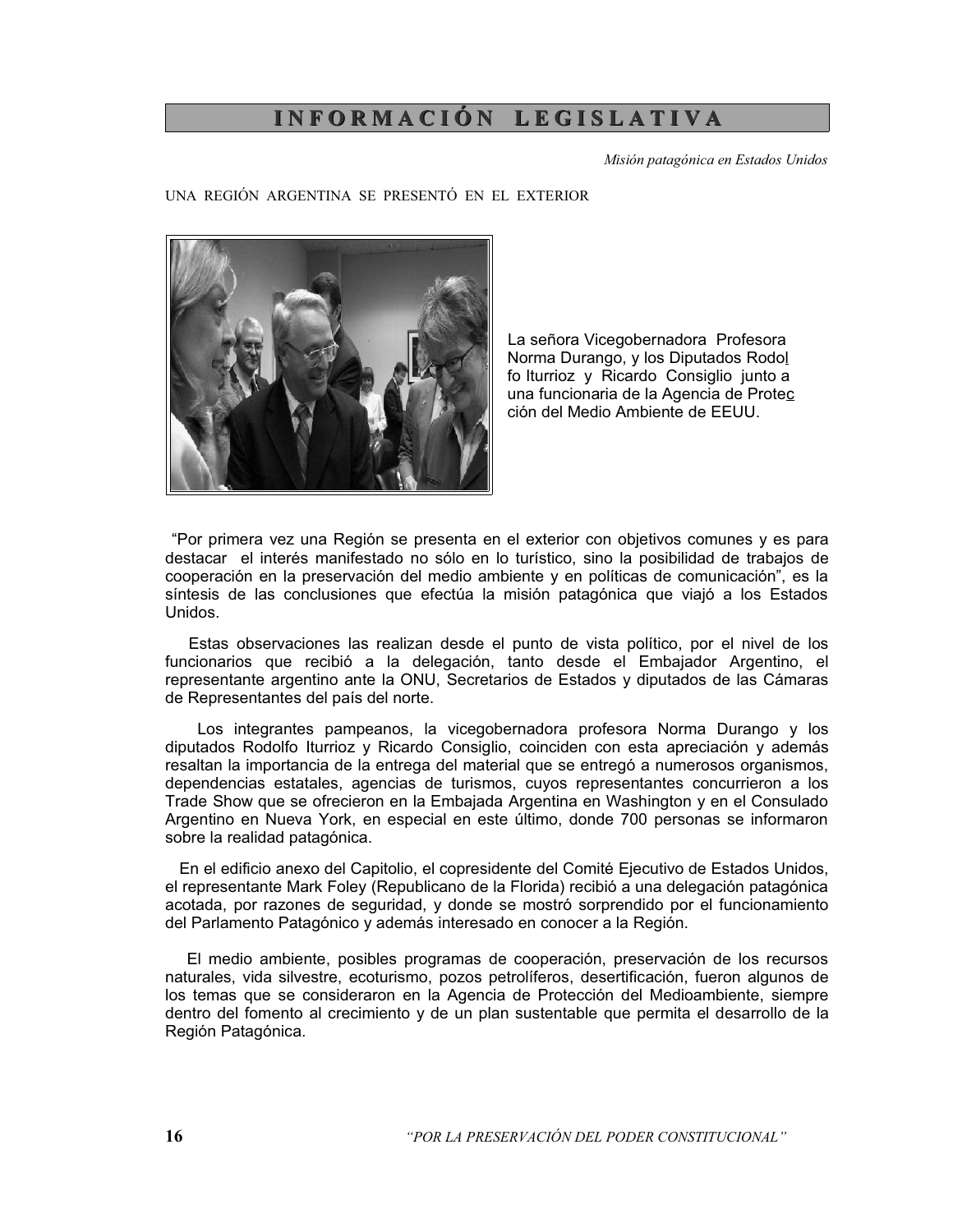# INFORMACIÓN LEGISLATIVA

*Misión patagónica en Estados Unidos*

UNA REGIÓN ARGENTINA SE PRESENTÓ EN EL EXTERIOR

La señora Vicegobernadora Profesora Norma Durango, y los Diputados Rodolfo Iturrioz y Ricardo Consiglio junto a una funcionaria de la Agencia de Protección del Medio Ambiente de EEUU.

"Por primera vez una Región se presenta en el exterior con objetivos comunes y es para destacar el interés manifestado no sólo en lo turístico, sino la posibilidad de trabajos de cooperación en la preservación del medio ambiente y en políticas de comunicación", es la síntesis de las conclusiones que efectúa la misión patagónica que viajó a los Estados Unidos.

Estas observaciones las realizan desde el punto de vista político, por el nivel de los funcionarios que recibió a la delegación, tanto desde el Embajador Argentino, el representante argentino ante la ONU, Secretarios de Estados y diputados de las Cámaras de Representantes del país del norte.

Los integrantes pampeanos, la vicegobernadora profesora Norma Durango y los diputados Rodolfo Iturrioz y Ricardo Consiglio, coinciden con esta apreciación y además resaltan la importancia de la entrega del material que se entregó a numerosos organismos, dependencias estatales, agencias de turismos, cuyos representantes concurrieron a los Trade Show que se ofrecieron en la Embajada Argentina en Washington y en el Consulado Argentino en Nueva York, en especial en este último, donde 700 personas se informaron sobre la realidad patagónica.

En el edificio anexo del Capitolio, el copresidente del Comité Ejecutivo de Estados Unidos, el representante Mark Foley (Republicano de la Florida) recibió a una delegación patagónica acotada, por razones de seguridad, y donde se mostró sorprendido por el funcionamiento del Parlamento Patagónico y además interesado en conocer a la Región.

El medio ambiente, posibles programas de cooperación, preservación de los recursos naturales, vida silvestre, ecoturismo, pozos petrolíferos, desertificación, fueron algunos de los temas que se consideraron en la Agencia de Protección del Medioambiente, siempre dentro del fomento al crecimiento y de un plan sustentable que permita el desarrollo de la Región Patagónica.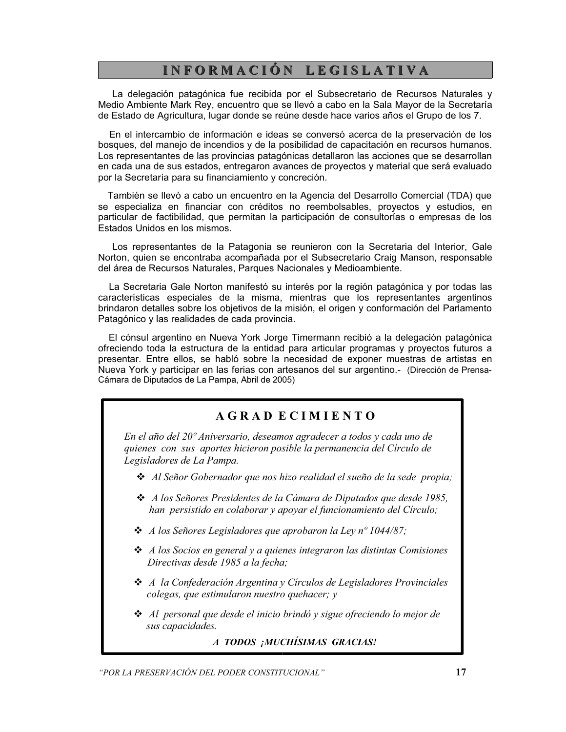## INFORMACIÓN LEGISLATIVA

La delegación patagónica fue recibida por el Subsecretario de Recursos Naturales y Medio Ambiente Mark Rey, encuentro que se llevó a cabo en la Sala Mayor de la Secretaría de Estado de Agricultura, lugar donde se reúne desde hace varios años el Grupo de los 7.

En el intercambio de información e ideas se conversó acerca de la preservación de los bosques, del manejo de incendios y de la posibilidad de capacitación en recursos humanos. Los representantes de las provincias patagónicas detallaron las acciones que se desarrollan en cada una de sus estados, entregaron avances de proyectos y material que será evaluado por la Secretaría para su financiamiento y concreción.

También se llevó a cabo un encuentro en la Agencia del Desarrollo Comercial (TDA) que se especializa en financiar con créditos no reembolsables, proyectos y estudios, en particular de factibilidad, que permitan la participación de consultorías o empresas de los Estados Unidos en los mismos.

Los representantes de la Patagonia se reunieron con la Secretaria del Interior, Gale Norton, quien se encontraba acompañada por el Subsecretario Craig Manson, responsable del área de Recursos Naturales, Parques Nacionales y Medioambiente.

La Secretaria Gale Norton manifestó su interés por la región patagónica y por todas las características especiales de la misma, mientras que los representantes argentinos brindaron detalles sobre los objetivos de la misión, el origen y conformación del Parlamento Patagónico y las realidades de cada provincia.

El cónsul argentino en Nueva York Jorge Timermann recibió a la delegación patagónica ofreciendo toda la estructura de la entidad para articular programas y proyectos futuros a presentar. Entre ellos, se habló sobre la necesidad de exponer muestras de artistas en Nueva York y participar en las ferias con artesanos del sur argentino.- (Dirección de Prensa-Cámara de Diputados de La Pampa, Abril de 2005)

## AGRADECIMIENTO

*En el año del 20º Aniversario, deseamos agradecer a todos y cada uno de quienes con sus aportes hicieron posible la permanencia del Círculo de Legisladores de La Pampa.*

- *Al Señor Gobernador que nos hizo realidad el sueño de la sede propia;*
- *A los Señores Presidentes de la Cámara de Diputados que desde 1985, han persistido en colaborar y apoyar el funcionamiento del Círculo;*
- *A los Señores Legisladores que aprobaron la Ley nº 1044/87;*
- *A los Socios en general y a quienes integraron las distintas Comisiones Directivas desde 1985 a la fecha;*
- *A la Confederación Argentina y Círculos de Legisladores Provinciales colegas, que estimularon nuestro quehacer; y*
- *Al personal que desde el inicio brindó y sigue ofreciendo lo mejor de sus capacidades.*

***A TODOS ¡MUCHÍSIMAS GRACIAS!***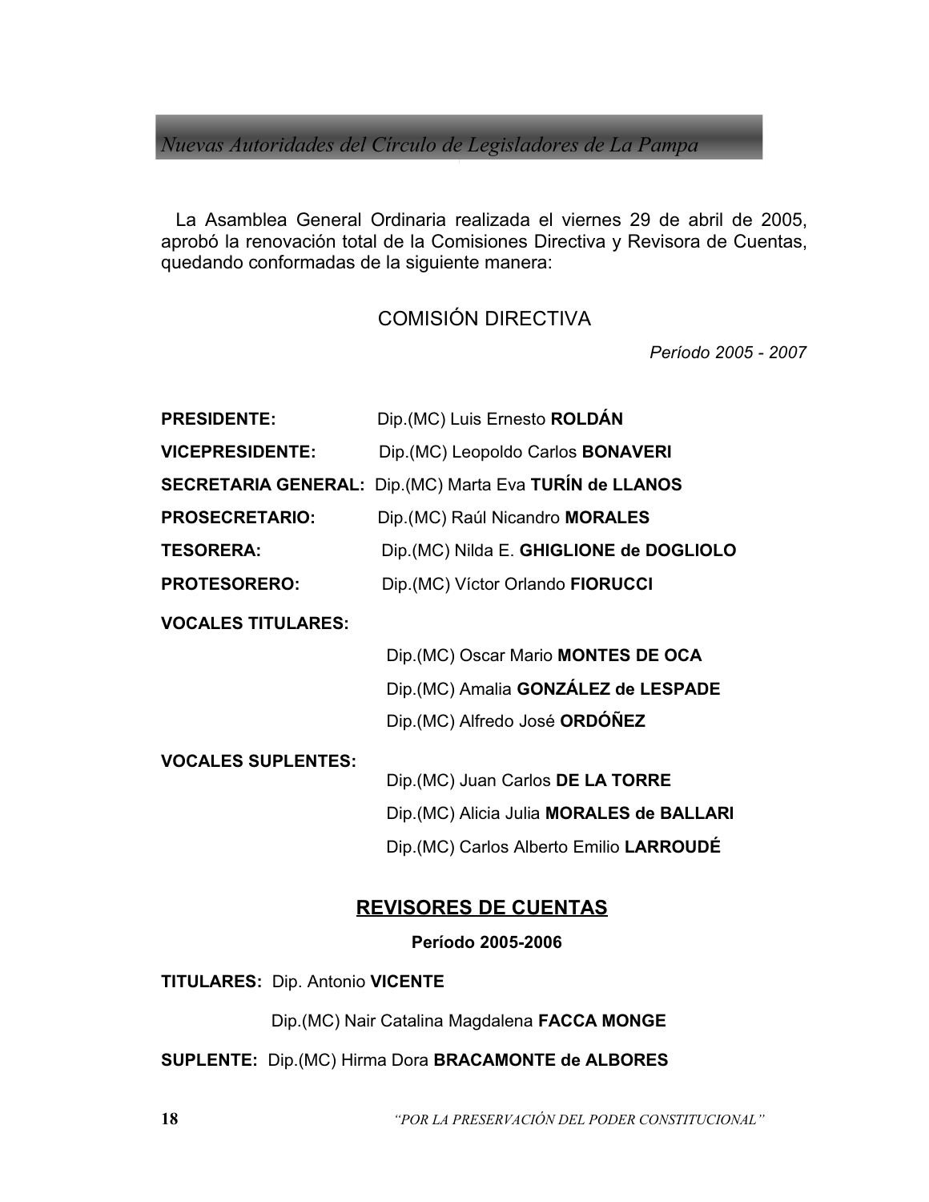## *Nuevas Autoridades del Círculo de Legisladores de La Pampa*

La Asamblea General Ordinaria realizada el viernes 29 de abril de 2005, aprobó la renovación total de la Comisiones Directiva y Revisora de Cuentas, quedando conformadas de la siguiente manera:

### COMISIÓN DIRECTIVA

*Período 2005 - 2007*

**PRESIDENTE:** Dip.(MC) Luis Ernesto **ROLDÁN**

**VICEPRESIDENTE:** Dip.(MC) Leopoldo Carlos **BONAVERI**

**SECRETARIA GENERAL:** Dip.(MC) Marta Eva **TURÍN de LLANOS**

**PROSECRETARIO:** Dip.(MC) Raúl Nicandro **MORALES**

**TESORERA:** Dip.(MC) Nilda E. **GHIGLIONE de DOGLIOLO**

**PROTESORERO:** Dip.(MC) Víctor Orlando **FIORUCCI**

**VOCALES TITULARES:**

Dip.(MC) Oscar Mario **MONTES DE OCA**

Dip.(MC) Amalia **GONZÁLEZ de LESPADE**

Dip.(MC) Alfredo José **ORDÓÑEZ**

**VOCALES SUPLENTES:**

Dip.(MC) Juan Carlos **DE LA TORRE**

Dip.(MC) Alicia Julia **MORALES de BALLARI**

Dip.(MC) Carlos Alberto Emilio **LARROUDÉ**

### REVISORES DE CUENTAS

**Período 2005-2006**

**TITULARES:** Dip. Antonio **VICENTE**

Dip.(MC) Nair Catalina Magdalena **FACCA MONGE**

**SUPLENTE:** Dip.(MC) Hirma Dora **BRACAMONTE de ALBORES**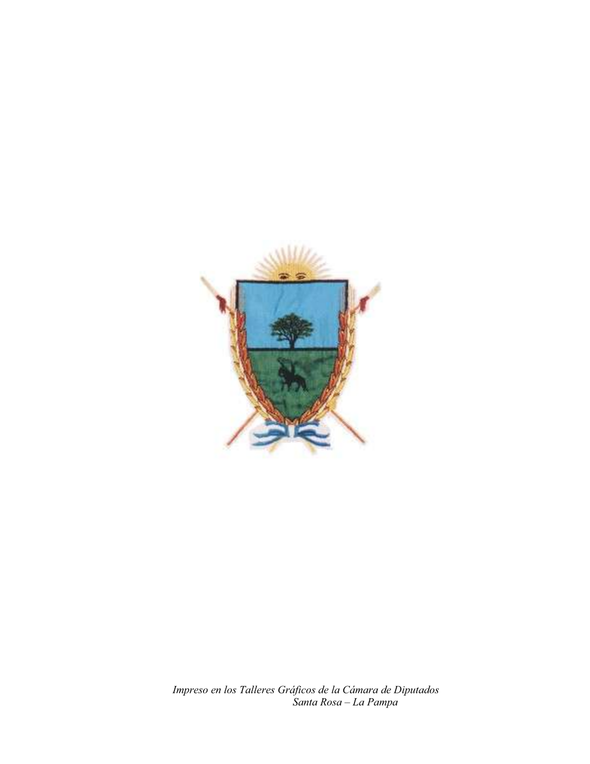*Impreso en los Talleres Gráficos de la Cámara de Diputados*
*Santa Rosa – La Pampa*